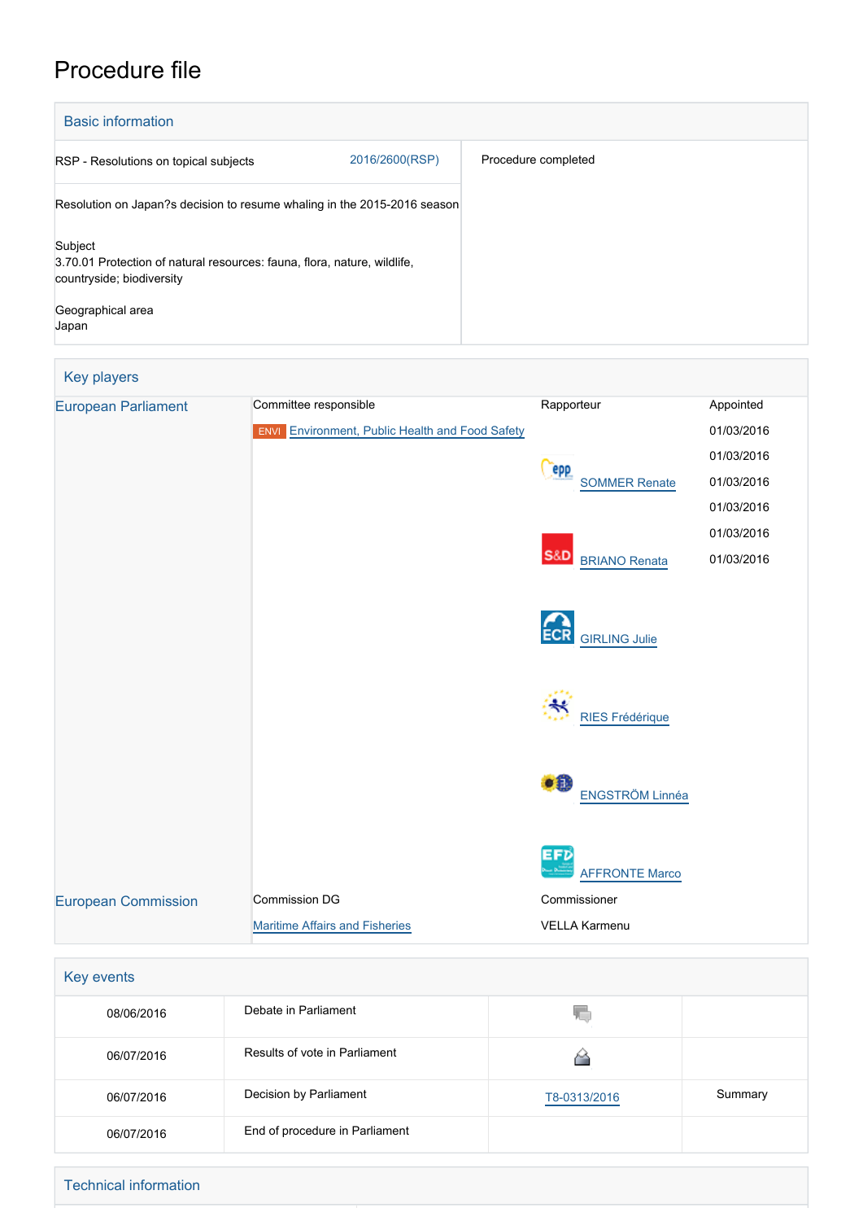# Procedure file

## Basic information

| | |
|---|---|
| RSP - Resolutions on topical subjects 2016/2600(RSP) | Procedure completed |
| Resolution on Japan?s decision to resume whaling in the 2015-2016 season | |
| Subject<br>3.70.01 Protection of natural resources: fauna, flora, nature, wildlife, countryside; biodiversity | |
| Geographical area<br>Japan | |

## Key players

| | | | |
|---|---|---|---|
| European Parliament | Committee responsible | Rapporteur | Appointed |
| | ENVI Environment, Public Health and Food Safety | | 01/03/2016 |
| | | SOMMER Renate | 01/03/2016 |
| | | BRIANO Renata | 01/03/2016 |
| | | GIRLING Julie | 01/03/2016 |
| | | RIES Frédérique | 01/03/2016 |
| | | ENGSTRÖM Linnéa | 01/03/2016 |
| | | AFFRONTE Marco | |
| European Commission | Commission DG | Commissioner | |
| | Maritime Affairs and Fisheries | VELLA Karmenu | |

## Key events

| | | | |
|---|---|---|---|
| 08/06/2016 | Debate in Parliament | | |
| 06/07/2016 | Results of vote in Parliament | | |
| 06/07/2016 | Decision by Parliament | T8-0313/2016 | Summary |
| 06/07/2016 | End of procedure in Parliament | | |

## Technical information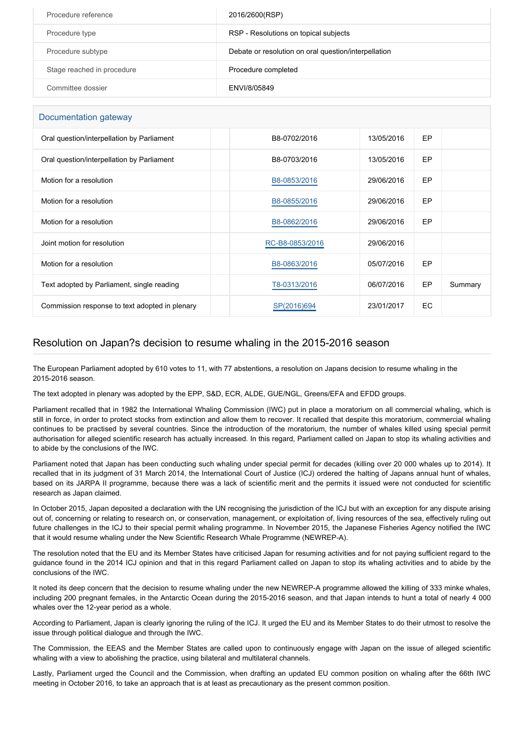| | |
|---|---|
| Procedure reference | 2016/2600(RSP) |
| Procedure type | RSP - Resolutions on topical subjects |
| Procedure subtype | Debate or resolution on oral question/interpellation |
| Stage reached in procedure | Procedure completed |
| Committee dossier | ENVI/8/05849 |

## Documentation gateway

| | | | | | |
|---|---|---|---|---|---|
| Oral question/interpellation by Parliament | | B8-0702/2016 | 13/05/2016 | EP | |
| Oral question/interpellation by Parliament | | B8-0703/2016 | 13/05/2016 | EP | |
| Motion for a resolution | | B8-0853/2016 | 29/06/2016 | EP | |
| Motion for a resolution | | B8-0855/2016 | 29/06/2016 | EP | |
| Motion for a resolution | | B8-0862/2016 | 29/06/2016 | EP | |
| Joint motion for resolution | | RC-B8-0853/2016 | 29/06/2016 | | |
| Motion for a resolution | | B8-0863/2016 | 05/07/2016 | EP | |
| Text adopted by Parliament, single reading | | T8-0313/2016 | 06/07/2016 | EP | Summary |
| Commission response to text adopted in plenary | | SP(2016)694 | 23/01/2017 | EC | |

## Resolution on Japan?s decision to resume whaling in the 2015-2016 season

The European Parliament adopted by 610 votes to 11, with 77 abstentions, a resolution on Japans decision to resume whaling in the 2015-2016 season.

The text adopted in plenary was adopted by the EPP, S&D, ECR, ALDE, GUE/NGL, Greens/EFA and EFDD groups.

Parliament recalled that in 1982 the International Whaling Commission (IWC) put in place a moratorium on all commercial whaling, which is still in force, in order to protect stocks from extinction and allow them to recover. It recalled that despite this moratorium, commercial whaling continues to be practised by several countries. Since the introduction of the moratorium, the number of whales killed using special permit authorisation for alleged scientific research has actually increased. In this regard, Parliament called on Japan to stop its whaling activities and to abide by the conclusions of the IWC.

Parliament noted that Japan has been conducting such whaling under special permit for decades (killing over 20 000 whales up to 2014). It recalled that in its judgment of 31 March 2014, the International Court of Justice (ICJ) ordered the halting of Japans annual hunt of whales, based on its JARPA II programme, because there was a lack of scientific merit and the permits it issued were not conducted for scientific research as Japan claimed.

In October 2015, Japan deposited a declaration with the UN recognising the jurisdiction of the ICJ but with an exception for any dispute arising out of, concerning or relating to research on, or conservation, management, or exploitation of, living resources of the sea, effectively ruling out future challenges in the ICJ to their special permit whaling programme. In November 2015, the Japanese Fisheries Agency notified the IWC that it would resume whaling under the New Scientific Research Whale Programme (NEWREP-A).

The resolution noted that the EU and its Member States have criticised Japan for resuming activities and for not paying sufficient regard to the guidance found in the 2014 ICJ opinion and that in this regard Parliament called on Japan to stop its whaling activities and to abide by the conclusions of the IWC.

It noted its deep concern that the decision to resume whaling under the new NEWREP-A programme allowed the killing of 333 minke whales, including 200 pregnant females, in the Antarctic Ocean during the 2015-2016 season, and that Japan intends to hunt a total of nearly 4 000 whales over the 12-year period as a whole.

According to Parliament, Japan is clearly ignoring the ruling of the ICJ. It urged the EU and its Member States to do their utmost to resolve the issue through political dialogue and through the IWC.

The Commission, the EEAS and the Member States are called upon to continuously engage with Japan on the issue of alleged scientific whaling with a view to abolishing the practice, using bilateral and multilateral channels.

Lastly, Parliament urged the Council and the Commission, when drafting an updated EU common position on whaling after the 66th IWC meeting in October 2016, to take an approach that is at least as precautionary as the present common position.